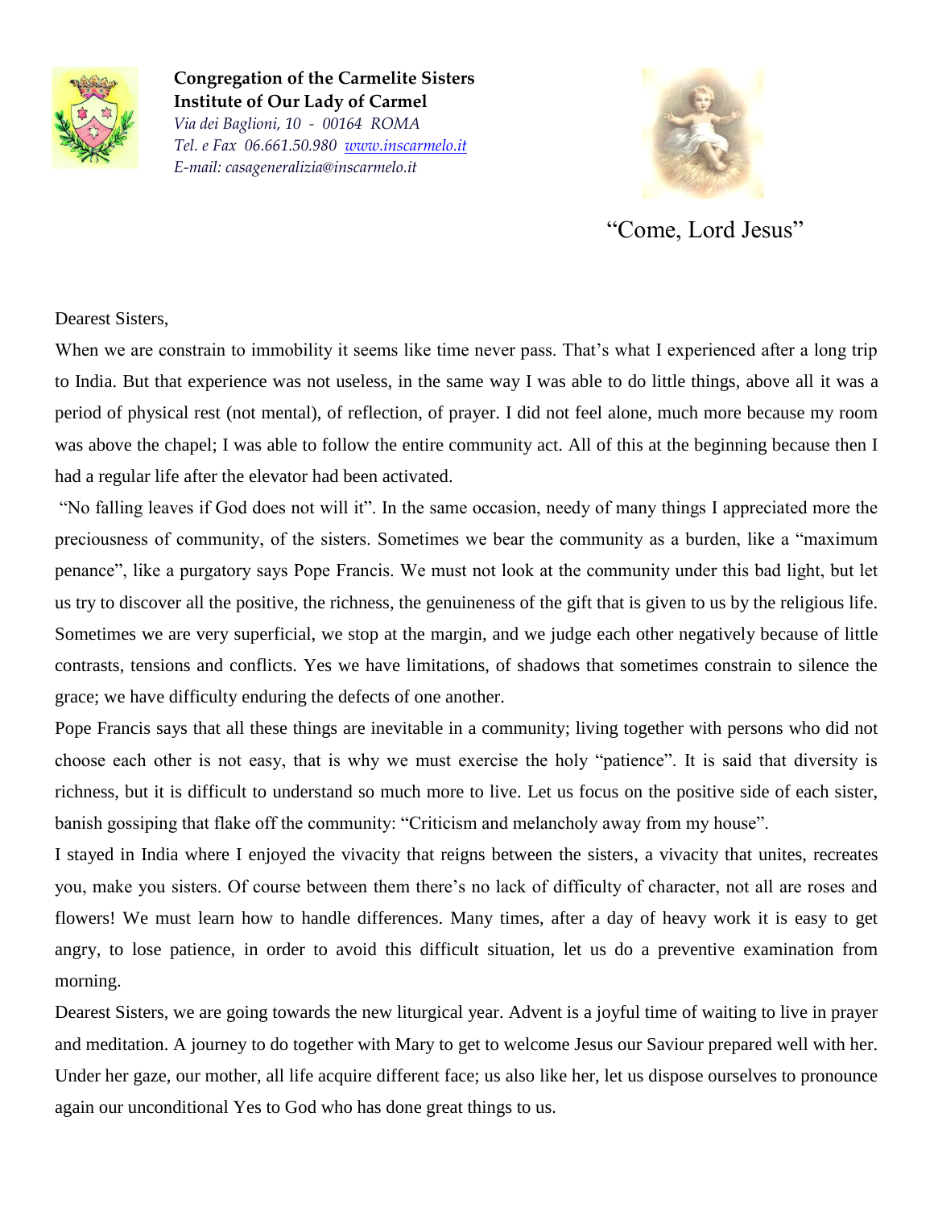**Congregation of the Carmelite Sisters**
**Institute of Our Lady of Carmel**
*Via dei Baglioni, 10 - 00164 ROMA*
*Tel. e Fax 06.661.50.980 [www.inscarmelo.it](http://www.inscarmelo.it)*
*E-mail: casageneralizia@inscarmelo.it*

"Come, Lord Jesus"

Dearest Sisters,

When we are constrain to immobility it seems like time never pass. That's what I experienced after a long trip to India. But that experience was not useless, in the same way I was able to do little things, above all it was a period of physical rest (not mental), of reflection, of prayer. I did not feel alone, much more because my room was above the chapel; I was able to follow the entire community act. All of this at the beginning because then I had a regular life after the elevator had been activated.

"No falling leaves if God does not will it". In the same occasion, needy of many things I appreciated more the preciousness of community, of the sisters. Sometimes we bear the community as a burden, like a "maximum penance", like a purgatory says Pope Francis. We must not look at the community under this bad light, but let us try to discover all the positive, the richness, the genuineness of the gift that is given to us by the religious life. Sometimes we are very superficial, we stop at the margin, and we judge each other negatively because of little contrasts, tensions and conflicts. Yes we have limitations, of shadows that sometimes constrain to silence the grace; we have difficulty enduring the defects of one another.

Pope Francis says that all these things are inevitable in a community; living together with persons who did not choose each other is not easy, that is why we must exercise the holy "patience". It is said that diversity is richness, but it is difficult to understand so much more to live. Let us focus on the positive side of each sister, banish gossiping that flake off the community: "Criticism and melancholy away from my house".

I stayed in India where I enjoyed the vivacity that reigns between the sisters, a vivacity that unites, recreates you, make you sisters. Of course between them there's no lack of difficulty of character, not all are roses and flowers! We must learn how to handle differences. Many times, after a day of heavy work it is easy to get angry, to lose patience, in order to avoid this difficult situation, let us do a preventive examination from morning.

Dearest Sisters, we are going towards the new liturgical year. Advent is a joyful time of waiting to live in prayer and meditation. A journey to do together with Mary to get to welcome Jesus our Saviour prepared well with her. Under her gaze, our mother, all life acquire different face; us also like her, let us dispose ourselves to pronounce again our unconditional Yes to God who has done great things to us.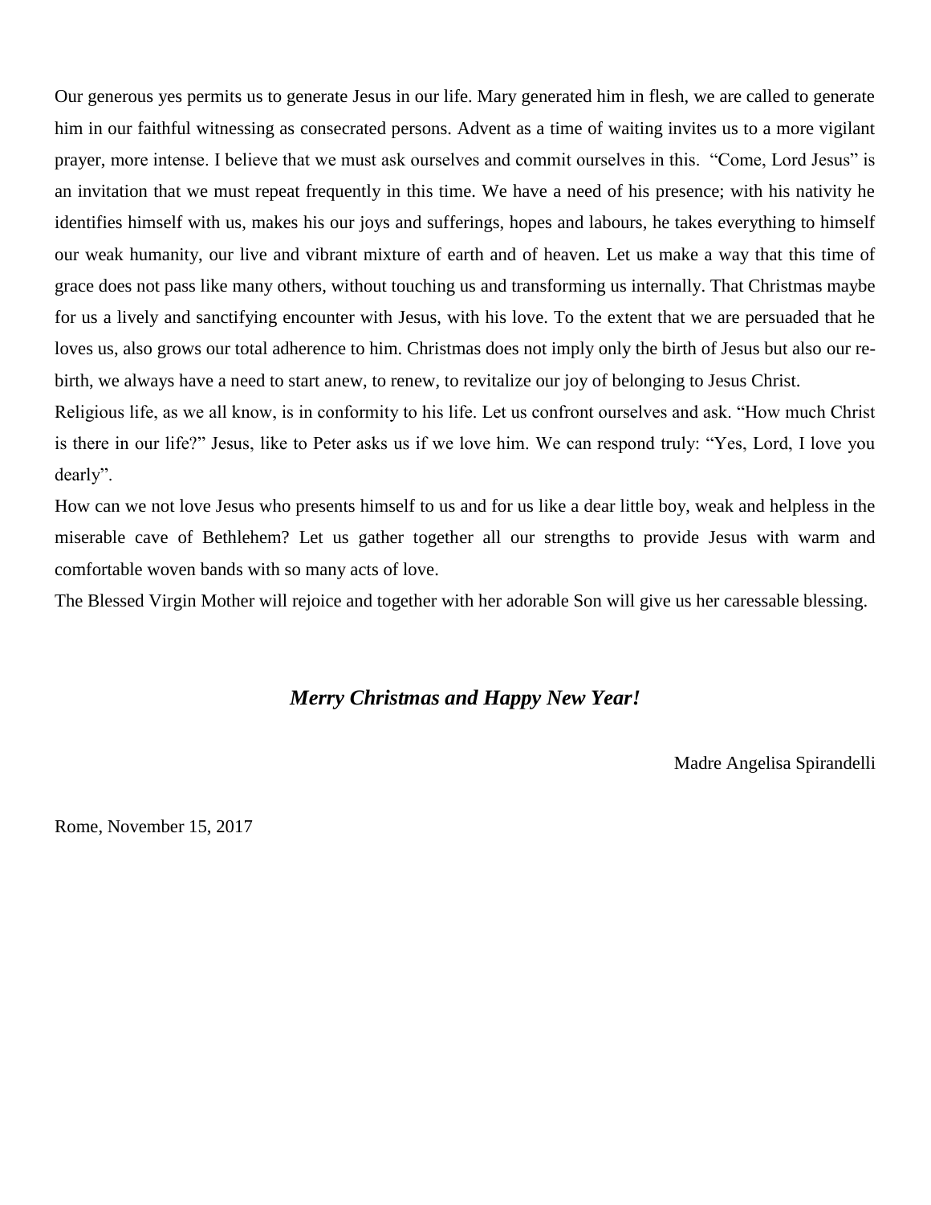Our generous yes permits us to generate Jesus in our life. Mary generated him in flesh, we are called to generate him in our faithful witnessing as consecrated persons. Advent as a time of waiting invites us to a more vigilant prayer, more intense. I believe that we must ask ourselves and commit ourselves in this. "Come, Lord Jesus" is an invitation that we must repeat frequently in this time. We have a need of his presence; with his nativity he identifies himself with us, makes his our joys and sufferings, hopes and labours, he takes everything to himself our weak humanity, our live and vibrant mixture of earth and of heaven. Let us make a way that this time of grace does not pass like many others, without touching us and transforming us internally. That Christmas maybe for us a lively and sanctifying encounter with Jesus, with his love. To the extent that we are persuaded that he loves us, also grows our total adherence to him. Christmas does not imply only the birth of Jesus but also our re-birth, we always have a need to start anew, to renew, to revitalize our joy of belonging to Jesus Christ.

Religious life, as we all know, is in conformity to his life. Let us confront ourselves and ask. "How much Christ is there in our life?" Jesus, like to Peter asks us if we love him. We can respond truly: "Yes, Lord, I love you dearly".

How can we not love Jesus who presents himself to us and for us like a dear little boy, weak and helpless in the miserable cave of Bethlehem? Let us gather together all our strengths to provide Jesus with warm and comfortable woven bands with so many acts of love.

The Blessed Virgin Mother will rejoice and together with her adorable Son will give us her caressable blessing.

***Merry Christmas and Happy New Year!***

Madre Angelisa Spirandelli

Rome, November 15, 2017